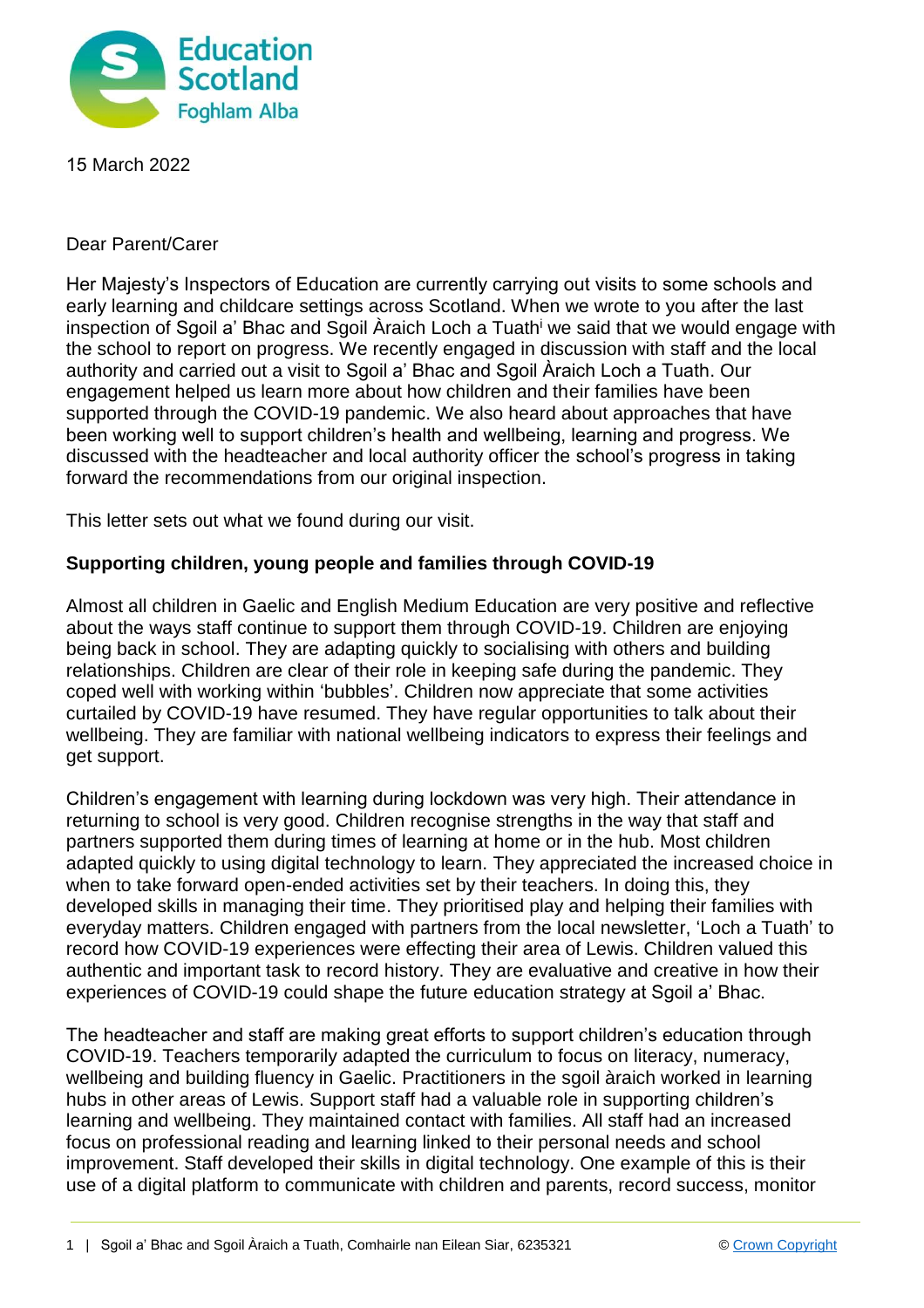15 March 2022

Dear Parent/Carer

Her Majesty's Inspectors of Education are currently carrying out visits to some schools and early learning and childcare settings across Scotland. When we wrote to you after the last inspection of Sgoil a' Bhac and Sgoil Àraich Loch a Tuath[i] we said that we would engage with the school to report on progress. We recently engaged in discussion with staff and the local authority and carried out a visit to Sgoil a' Bhac and Sgoil Àraich Loch a Tuath. Our engagement helped us learn more about how children and their families have been supported through the COVID-19 pandemic. We also heard about approaches that have been working well to support children's health and wellbeing, learning and progress. We discussed with the headteacher and local authority officer the school's progress in taking forward the recommendations from our original inspection.

This letter sets out what we found during our visit.

**Supporting children, young people and families through COVID-19**

Almost all children in Gaelic and English Medium Education are very positive and reflective about the ways staff continue to support them through COVID-19. Children are enjoying being back in school. They are adapting quickly to socialising with others and building relationships. Children are clear of their role in keeping safe during the pandemic. They coped well with working within 'bubbles'. Children now appreciate that some activities curtailed by COVID-19 have resumed. They have regular opportunities to talk about their wellbeing. They are familiar with national wellbeing indicators to express their feelings and get support.

Children's engagement with learning during lockdown was very high. Their attendance in returning to school is very good. Children recognise strengths in the way that staff and partners supported them during times of learning at home or in the hub. Most children adapted quickly to using digital technology to learn. They appreciated the increased choice in when to take forward open-ended activities set by their teachers. In doing this, they developed skills in managing their time. They prioritised play and helping their families with everyday matters. Children engaged with partners from the local newsletter, 'Loch a Tuath' to record how COVID-19 experiences were effecting their area of Lewis. Children valued this authentic and important task to record history. They are evaluative and creative in how their experiences of COVID-19 could shape the future education strategy at Sgoil a' Bhac.

The headteacher and staff are making great efforts to support children's education through COVID-19. Teachers temporarily adapted the curriculum to focus on literacy, numeracy, wellbeing and building fluency in Gaelic. Practitioners in the sgoil àraich worked in learning hubs in other areas of Lewis. Support staff had a valuable role in supporting children's learning and wellbeing. They maintained contact with families. All staff had an increased focus on professional reading and learning linked to their personal needs and school improvement. Staff developed their skills in digital technology. One example of this is their use of a digital platform to communicate with children and parents, record success, monitor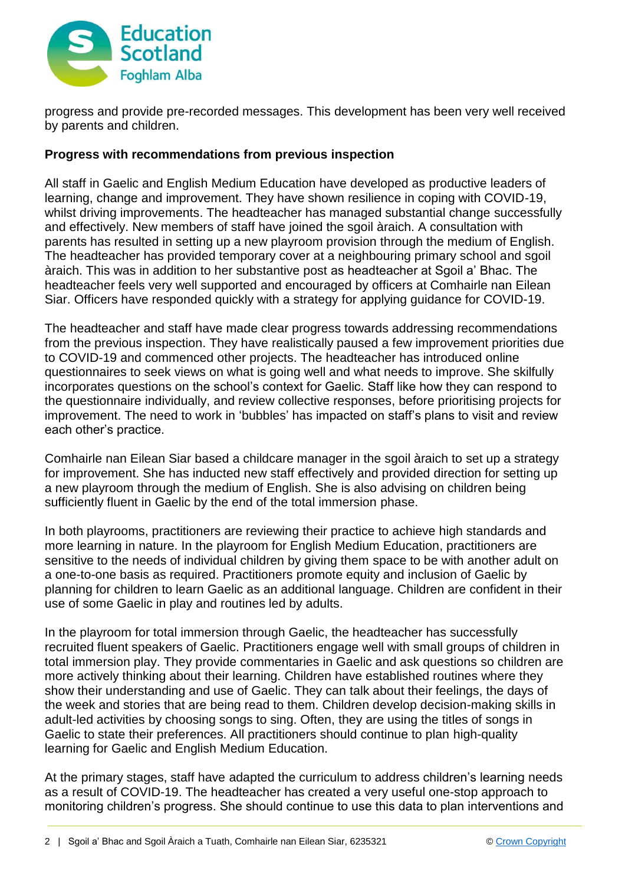progress and provide pre-recorded messages. This development has been very well received by parents and children.

**Progress with recommendations from previous inspection**

All staff in Gaelic and English Medium Education have developed as productive leaders of learning, change and improvement. They have shown resilience in coping with COVID-19, whilst driving improvements. The headteacher has managed substantial change successfully and effectively. New members of staff have joined the sgoil àraich. A consultation with parents has resulted in setting up a new playroom provision through the medium of English. The headteacher has provided temporary cover at a neighbouring primary school and sgoil àraich. This was in addition to her substantive post as headteacher at Sgoil a' Bhac. The headteacher feels very well supported and encouraged by officers at Comhairle nan Eilean Siar. Officers have responded quickly with a strategy for applying guidance for COVID-19.

The headteacher and staff have made clear progress towards addressing recommendations from the previous inspection. They have realistically paused a few improvement priorities due to COVID-19 and commenced other projects. The headteacher has introduced online questionnaires to seek views on what is going well and what needs to improve. She skilfully incorporates questions on the school's context for Gaelic. Staff like how they can respond to the questionnaire individually, and review collective responses, before prioritising projects for improvement. The need to work in 'bubbles' has impacted on staff's plans to visit and review each other's practice.

Comhairle nan Eilean Siar based a childcare manager in the sgoil àraich to set up a strategy for improvement. She has inducted new staff effectively and provided direction for setting up a new playroom through the medium of English. She is also advising on children being sufficiently fluent in Gaelic by the end of the total immersion phase.

In both playrooms, practitioners are reviewing their practice to achieve high standards and more learning in nature. In the playroom for English Medium Education, practitioners are sensitive to the needs of individual children by giving them space to be with another adult on a one-to-one basis as required. Practitioners promote equity and inclusion of Gaelic by planning for children to learn Gaelic as an additional language. Children are confident in their use of some Gaelic in play and routines led by adults.

In the playroom for total immersion through Gaelic, the headteacher has successfully recruited fluent speakers of Gaelic. Practitioners engage well with small groups of children in total immersion play. They provide commentaries in Gaelic and ask questions so children are more actively thinking about their learning. Children have established routines where they show their understanding and use of Gaelic. They can talk about their feelings, the days of the week and stories that are being read to them. Children develop decision-making skills in adult-led activities by choosing songs to sing. Often, they are using the titles of songs in Gaelic to state their preferences. All practitioners should continue to plan high-quality learning for Gaelic and English Medium Education.

At the primary stages, staff have adapted the curriculum to address children's learning needs as a result of COVID-19. The headteacher has created a very useful one-stop approach to monitoring children's progress. She should continue to use this data to plan interventions and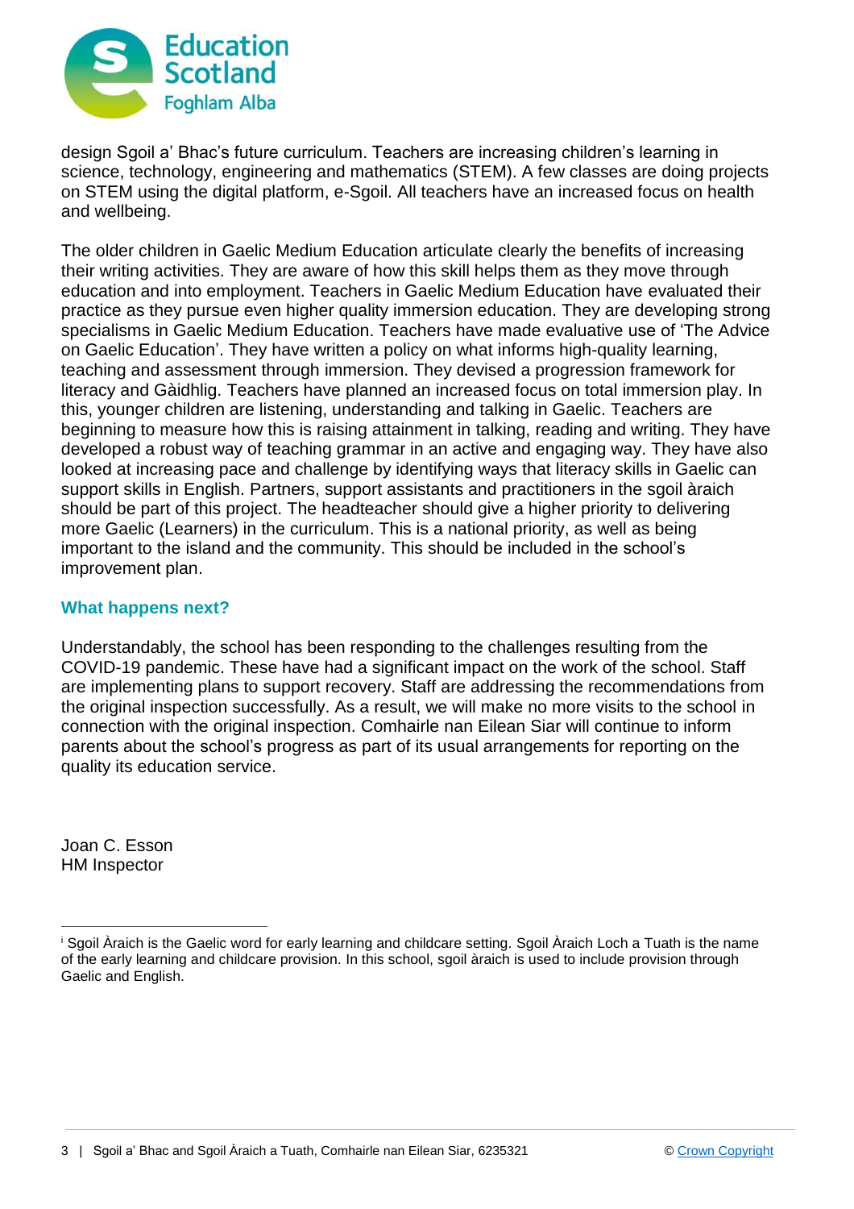design Sgoil a' Bhac's future curriculum. Teachers are increasing children's learning in science, technology, engineering and mathematics (STEM). A few classes are doing projects on STEM using the digital platform, e-Sgoil. All teachers have an increased focus on health and wellbeing.

The older children in Gaelic Medium Education articulate clearly the benefits of increasing their writing activities. They are aware of how this skill helps them as they move through education and into employment. Teachers in Gaelic Medium Education have evaluated their practice as they pursue even higher quality immersion education. They are developing strong specialisms in Gaelic Medium Education. Teachers have made evaluative use of 'The Advice on Gaelic Education'. They have written a policy on what informs high-quality learning, teaching and assessment through immersion. They devised a progression framework for literacy and Gàidhlig. Teachers have planned an increased focus on total immersion play. In this, younger children are listening, understanding and talking in Gaelic. Teachers are beginning to measure how this is raising attainment in talking, reading and writing. They have developed a robust way of teaching grammar in an active and engaging way. They have also looked at increasing pace and challenge by identifying ways that literacy skills in Gaelic can support skills in English. Partners, support assistants and practitioners in the sgoil àraich should be part of this project. The headteacher should give a higher priority to delivering more Gaelic (Learners) in the curriculum. This is a national priority, as well as being important to the island and the community. This should be included in the school's improvement plan.

## What happens next?

Understandably, the school has been responding to the challenges resulting from the COVID-19 pandemic. These have had a significant impact on the work of the school. Staff are implementing plans to support recovery. Staff are addressing the recommendations from the original inspection successfully. As a result, we will make no more visits to the school in connection with the original inspection. Comhairle nan Eilean Siar will continue to inform parents about the school's progress as part of its usual arrangements for reporting on the quality its education service.

Joan C. Esson
HM Inspector

---

[i] Sgoil Àraich is the Gaelic word for early learning and childcare setting. Sgoil Àraich Loch a Tuath is the name of the early learning and childcare provision. In this school, sgoil àraich is used to include provision through Gaelic and English.